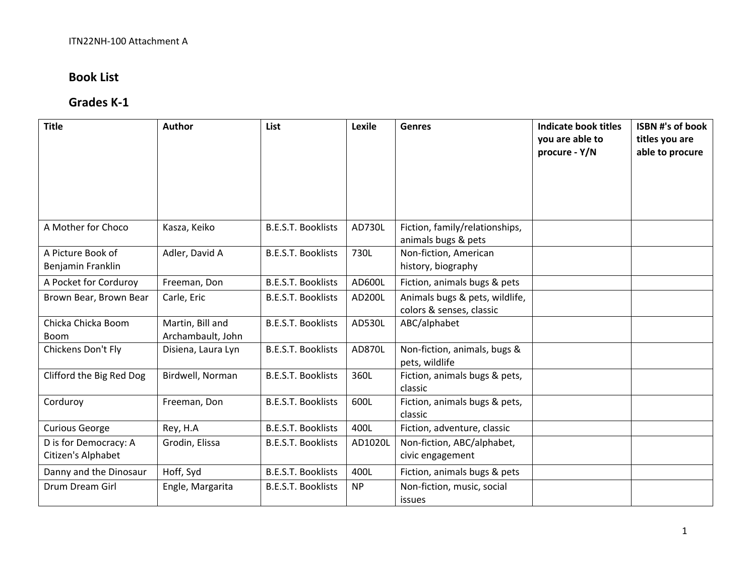ITN22NH-100 Attachment A

## Book List

## Grades K-1

| Title | Author | List | Lexile | Genres | Indicate book titles you are able to procure - Y/N | ISBN #'s of book titles you are able to procure |
|---|---|---|---|---|---|---|
| A Mother for Choco | Kasza, Keiko | B.E.S.T. Booklists | AD730L | Fiction, family/relationships, animals bugs & pets | | |
| A Picture Book of Benjamin Franklin | Adler, David A | B.E.S.T. Booklists | 730L | Non-fiction, American history, biography | | |
| A Pocket for Corduroy | Freeman, Don | B.E.S.T. Booklists | AD600L | Fiction, animals bugs & pets | | |
| Brown Bear, Brown Bear | Carle, Eric | B.E.S.T. Booklists | AD200L | Animals bugs & pets, wildlife, colors & senses, classic | | |
| Chicka Chicka Boom Boom | Martin, Bill and Archambault, John | B.E.S.T. Booklists | AD530L | ABC/alphabet | | |
| Chickens Don't Fly | Disiena, Laura Lyn | B.E.S.T. Booklists | AD870L | Non-fiction, animals, bugs & pets, wildlife | | |
| Clifford the Big Red Dog | Birdwell, Norman | B.E.S.T. Booklists | 360L | Fiction, animals bugs & pets, classic | | |
| Corduroy | Freeman, Don | B.E.S.T. Booklists | 600L | Fiction, animals bugs & pets, classic | | |
| Curious George | Rey, H.A | B.E.S.T. Booklists | 400L | Fiction, adventure, classic | | |
| D is for Democracy: A Citizen's Alphabet | Grodin, Elissa | B.E.S.T. Booklists | AD1020L | Non-fiction, ABC/alphabet, civic engagement | | |
| Danny and the Dinosaur | Hoff, Syd | B.E.S.T. Booklists | 400L | Fiction, animals bugs & pets | | |
| Drum Dream Girl | Engle, Margarita | B.E.S.T. Booklists | NP | Non-fiction, music, social issues | | |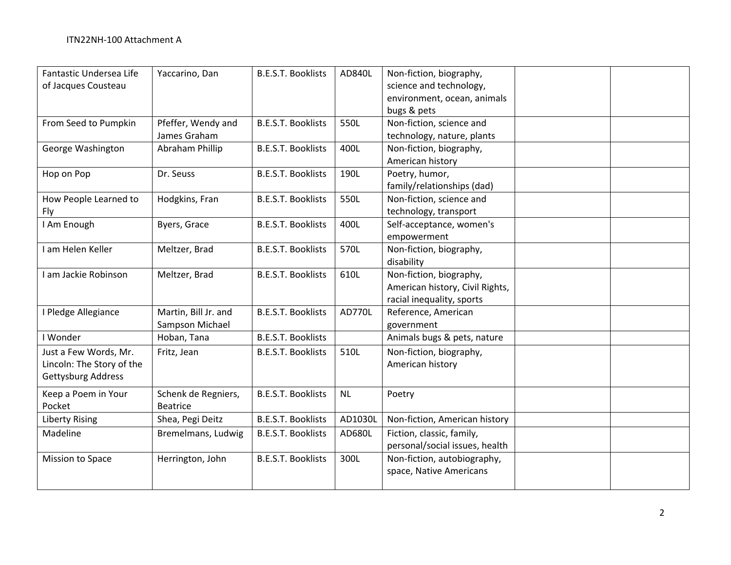| | | | | | | |
|---|---|---|---|---|---|---|
| Fantastic Undersea Life of Jacques Cousteau | Yaccarino, Dan | B.E.S.T. Booklists | AD840L | Non-fiction, biography, science and technology, environment, ocean, animals bugs & pets | | |
| From Seed to Pumpkin | Pfeffer, Wendy and James Graham | B.E.S.T. Booklists | 550L | Non-fiction, science and technology, nature, plants | | |
| George Washington | Abraham Phillip | B.E.S.T. Booklists | 400L | Non-fiction, biography, American history | | |
| Hop on Pop | Dr. Seuss | B.E.S.T. Booklists | 190L | Poetry, humor, family/relationships (dad) | | |
| How People Learned to Fly | Hodgkins, Fran | B.E.S.T. Booklists | 550L | Non-fiction, science and technology, transport | | |
| I Am Enough | Byers, Grace | B.E.S.T. Booklists | 400L | Self-acceptance, women's empowerment | | |
| I am Helen Keller | Meltzer, Brad | B.E.S.T. Booklists | 570L | Non-fiction, biography, disability | | |
| I am Jackie Robinson | Meltzer, Brad | B.E.S.T. Booklists | 610L | Non-fiction, biography, American history, Civil Rights, racial inequality, sports | | |
| I Pledge Allegiance | Martin, Bill Jr. and Sampson Michael | B.E.S.T. Booklists | AD770L | Reference, American government | | |
| I Wonder | Hoban, Tana | B.E.S.T. Booklists | | Animals bugs & pets, nature | | |
| Just a Few Words, Mr. Lincoln: The Story of the Gettysburg Address | Fritz, Jean | B.E.S.T. Booklists | 510L | Non-fiction, biography, American history | | |
| Keep a Poem in Your Pocket | Schenk de Regniers, Beatrice | B.E.S.T. Booklists | NL | Poetry | | |
| Liberty Rising | Shea, Pegi Deitz | B.E.S.T. Booklists | AD1030L | Non-fiction, American history | | |
| Madeline | Bremelmans, Ludwig | B.E.S.T. Booklists | AD680L | Fiction, classic, family, personal/social issues, health | | |
| Mission to Space | Herrington, John | B.E.S.T. Booklists | 300L | Non-fiction, autobiography, space, Native Americans | | |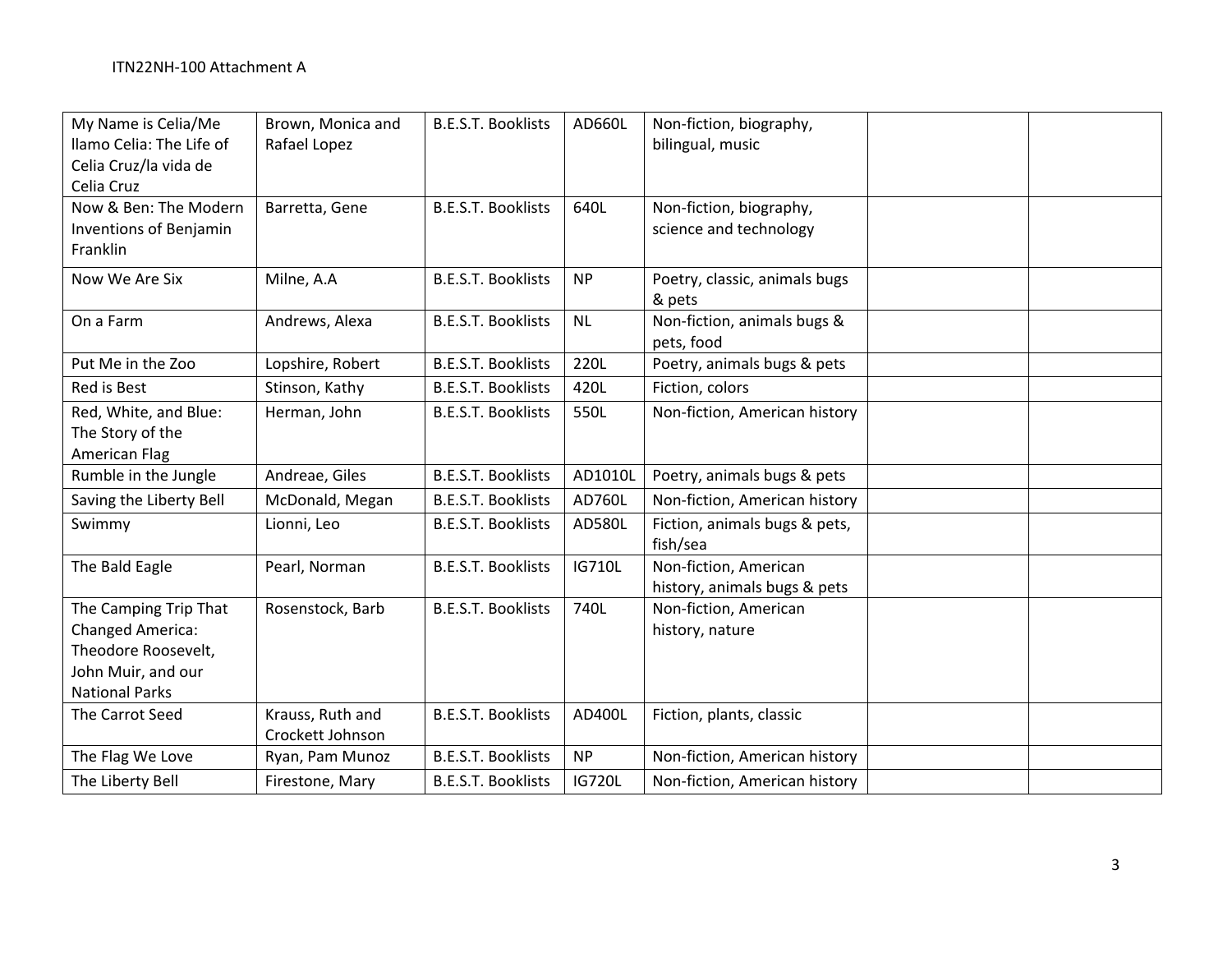| My Name is Celia/Me llamo Celia: The Life of Celia Cruz/la vida de Celia Cruz | Brown, Monica and Rafael Lopez | B.E.S.T. Booklists | AD660L | Non-fiction, biography, bilingual, music | | |
|---|---|---|---|---|---|---|
| Now & Ben: The Modern Inventions of Benjamin Franklin | Barretta, Gene | B.E.S.T. Booklists | 640L | Non-fiction, biography, science and technology | | |
| Now We Are Six | Milne, A.A | B.E.S.T. Booklists | NP | Poetry, classic, animals bugs & pets | | |
| On a Farm | Andrews, Alexa | B.E.S.T. Booklists | NL | Non-fiction, animals bugs & pets, food | | |
| Put Me in the Zoo | Lopshire, Robert | B.E.S.T. Booklists | 220L | Poetry, animals bugs & pets | | |
| Red is Best | Stinson, Kathy | B.E.S.T. Booklists | 420L | Fiction, colors | | |
| Red, White, and Blue: The Story of the American Flag | Herman, John | B.E.S.T. Booklists | 550L | Non-fiction, American history | | |
| Rumble in the Jungle | Andreae, Giles | B.E.S.T. Booklists | AD1010L | Poetry, animals bugs & pets | | |
| Saving the Liberty Bell | McDonald, Megan | B.E.S.T. Booklists | AD760L | Non-fiction, American history | | |
| Swimmy | Lionni, Leo | B.E.S.T. Booklists | AD580L | Fiction, animals bugs & pets, fish/sea | | |
| The Bald Eagle | Pearl, Norman | B.E.S.T. Booklists | IG710L | Non-fiction, American history, animals bugs & pets | | |
| The Camping Trip That Changed America: Theodore Roosevelt, John Muir, and our National Parks | Rosenstock, Barb | B.E.S.T. Booklists | 740L | Non-fiction, American history, nature | | |
| The Carrot Seed | Krauss, Ruth and Crockett Johnson | B.E.S.T. Booklists | AD400L | Fiction, plants, classic | | |
| The Flag We Love | Ryan, Pam Munoz | B.E.S.T. Booklists | NP | Non-fiction, American history | | |
| The Liberty Bell | Firestone, Mary | B.E.S.T. Booklists | IG720L | Non-fiction, American history | | |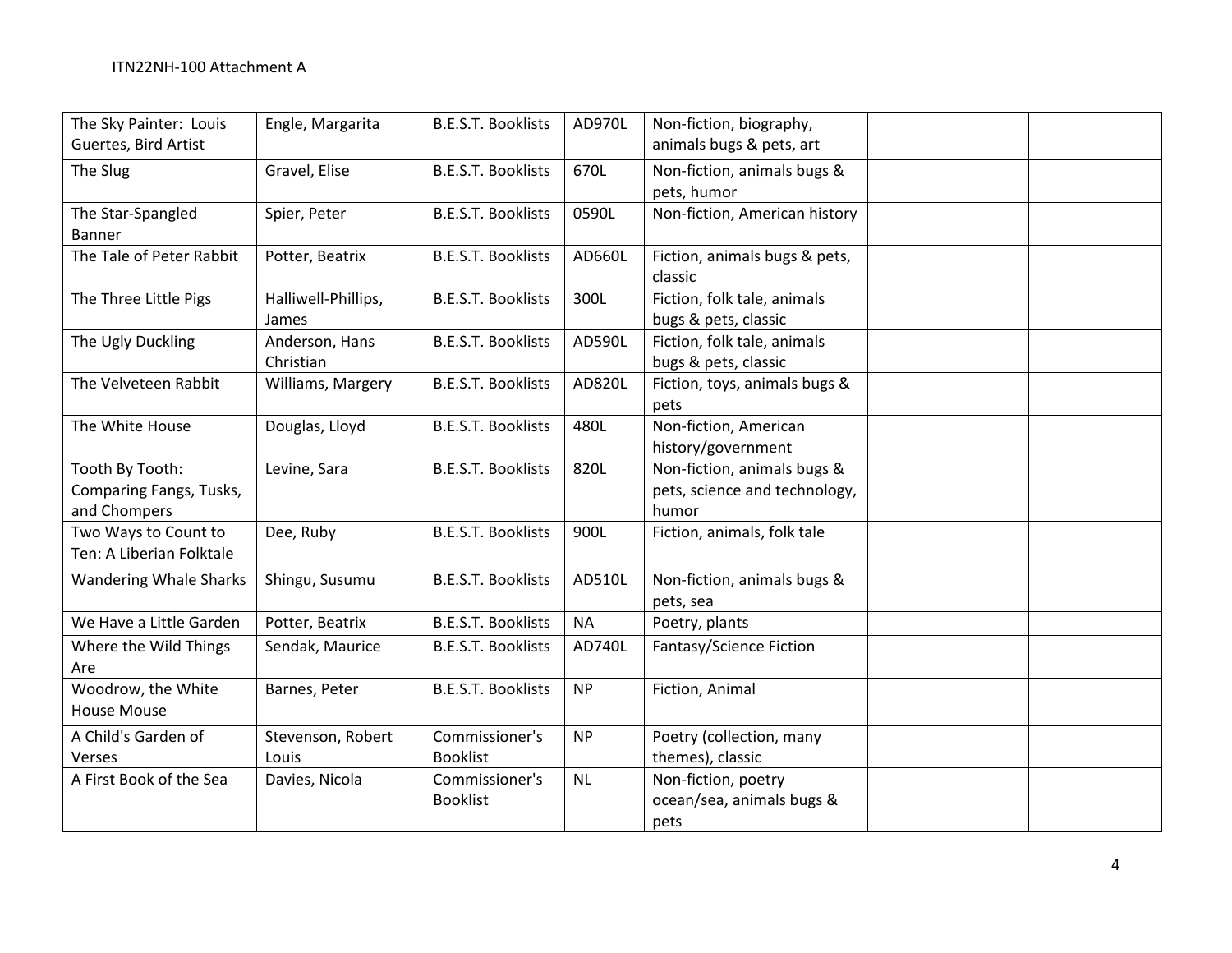| The Sky Painter: Louis Guertes, Bird Artist | Engle, Margarita | B.E.S.T. Booklists | AD970L | Non-fiction, biography, animals bugs & pets, art | | |
|---|---|---|---|---|---|---|
| The Slug | Gravel, Elise | B.E.S.T. Booklists | 670L | Non-fiction, animals bugs & pets, humor | | |
| The Star-Spangled Banner | Spier, Peter | B.E.S.T. Booklists | 0590L | Non-fiction, American history | | |
| The Tale of Peter Rabbit | Potter, Beatrix | B.E.S.T. Booklists | AD660L | Fiction, animals bugs & pets, classic | | |
| The Three Little Pigs | Halliwell-Phillips, James | B.E.S.T. Booklists | 300L | Fiction, folk tale, animals bugs & pets, classic | | |
| The Ugly Duckling | Anderson, Hans Christian | B.E.S.T. Booklists | AD590L | Fiction, folk tale, animals bugs & pets, classic | | |
| The Velveteen Rabbit | Williams, Margery | B.E.S.T. Booklists | AD820L | Fiction, toys, animals bugs & pets | | |
| The White House | Douglas, Lloyd | B.E.S.T. Booklists | 480L | Non-fiction, American history/government | | |
| Tooth By Tooth: Comparing Fangs, Tusks, and Chompers | Levine, Sara | B.E.S.T. Booklists | 820L | Non-fiction, animals bugs & pets, science and technology, humor | | |
| Two Ways to Count to Ten: A Liberian Folktale | Dee, Ruby | B.E.S.T. Booklists | 900L | Fiction, animals, folk tale | | |
| Wandering Whale Sharks | Shingu, Susumu | B.E.S.T. Booklists | AD510L | Non-fiction, animals bugs & pets, sea | | |
| We Have a Little Garden | Potter, Beatrix | B.E.S.T. Booklists | NA | Poetry, plants | | |
| Where the Wild Things Are | Sendak, Maurice | B.E.S.T. Booklists | AD740L | Fantasy/Science Fiction | | |
| Woodrow, the White House Mouse | Barnes, Peter | B.E.S.T. Booklists | NP | Fiction, Animal | | |
| A Child's Garden of Verses | Stevenson, Robert Louis | Commissioner's Booklist | NP | Poetry (collection, many themes), classic | | |
| A First Book of the Sea | Davies, Nicola | Commissioner's Booklist | NL | Non-fiction, poetry ocean/sea, animals bugs & pets | | |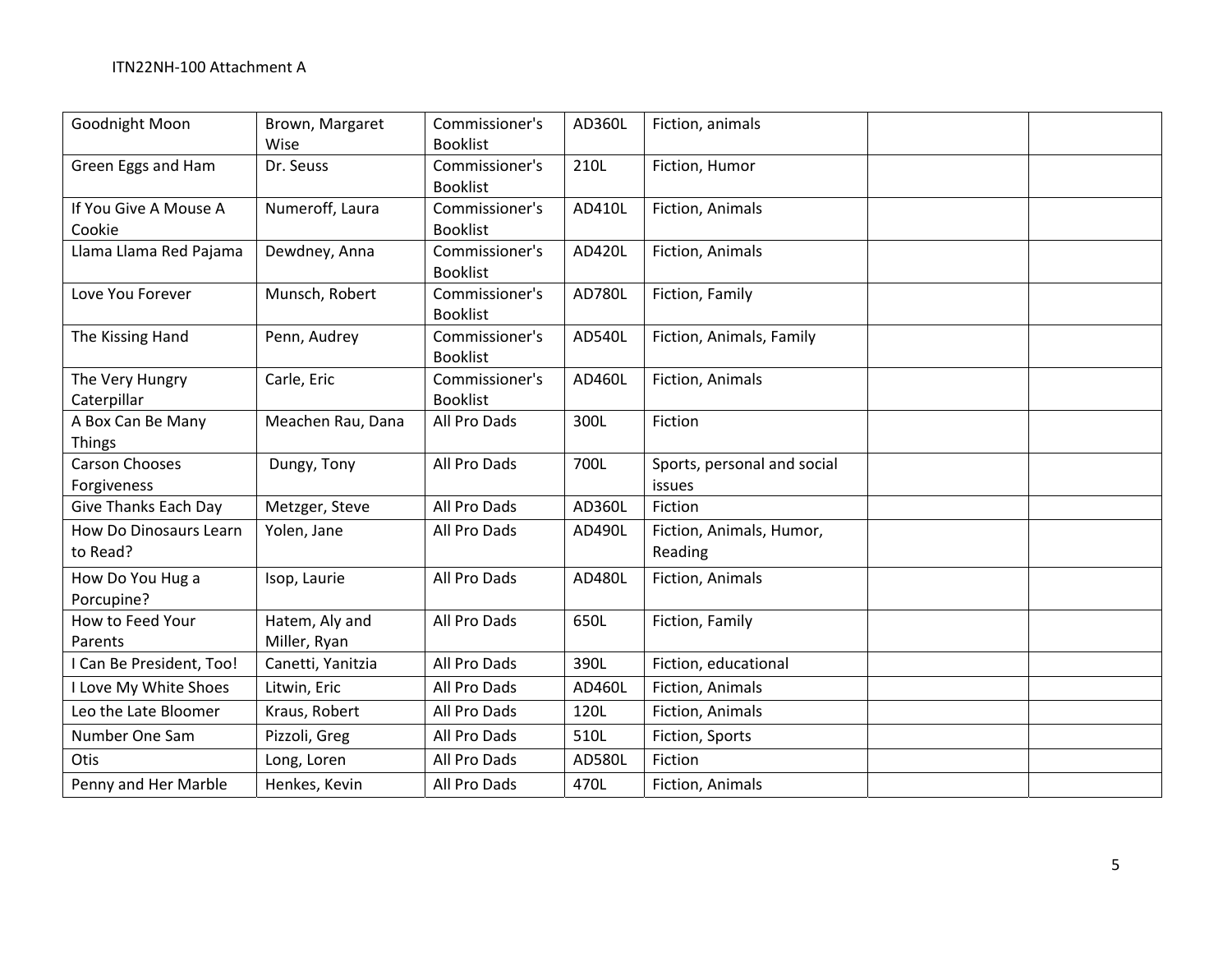| | | | | | | |
|---|---|---|---|---|---|---|
| Goodnight Moon | Brown, Margaret Wise | Commissioner's Booklist | AD360L | Fiction, animals | | |
| Green Eggs and Ham | Dr. Seuss | Commissioner's Booklist | 210L | Fiction, Humor | | |
| If You Give A Mouse A Cookie | Numeroff, Laura | Commissioner's Booklist | AD410L | Fiction, Animals | | |
| Llama Llama Red Pajama | Dewdney, Anna | Commissioner's Booklist | AD420L | Fiction, Animals | | |
| Love You Forever | Munsch, Robert | Commissioner's Booklist | AD780L | Fiction, Family | | |
| The Kissing Hand | Penn, Audrey | Commissioner's Booklist | AD540L | Fiction, Animals, Family | | |
| The Very Hungry Caterpillar | Carle, Eric | Commissioner's Booklist | AD460L | Fiction, Animals | | |
| A Box Can Be Many Things | Meachen Rau, Dana | All Pro Dads | 300L | Fiction | | |
| Carson Chooses Forgiveness | Dungy, Tony | All Pro Dads | 700L | Sports, personal and social issues | | |
| Give Thanks Each Day | Metzger, Steve | All Pro Dads | AD360L | Fiction | | |
| How Do Dinosaurs Learn to Read? | Yolen, Jane | All Pro Dads | AD490L | Fiction, Animals, Humor, Reading | | |
| How Do You Hug a Porcupine? | Isop, Laurie | All Pro Dads | AD480L | Fiction, Animals | | |
| How to Feed Your Parents | Hatem, Aly and Miller, Ryan | All Pro Dads | 650L | Fiction, Family | | |
| I Can Be President, Too! | Canetti, Yanitzia | All Pro Dads | 390L | Fiction, educational | | |
| I Love My White Shoes | Litwin, Eric | All Pro Dads | AD460L | Fiction, Animals | | |
| Leo the Late Bloomer | Kraus, Robert | All Pro Dads | 120L | Fiction, Animals | | |
| Number One Sam | Pizzoli, Greg | All Pro Dads | 510L | Fiction, Sports | | |
| Otis | Long, Loren | All Pro Dads | AD580L | Fiction | | |
| Penny and Her Marble | Henkes, Kevin | All Pro Dads | 470L | Fiction, Animals | | |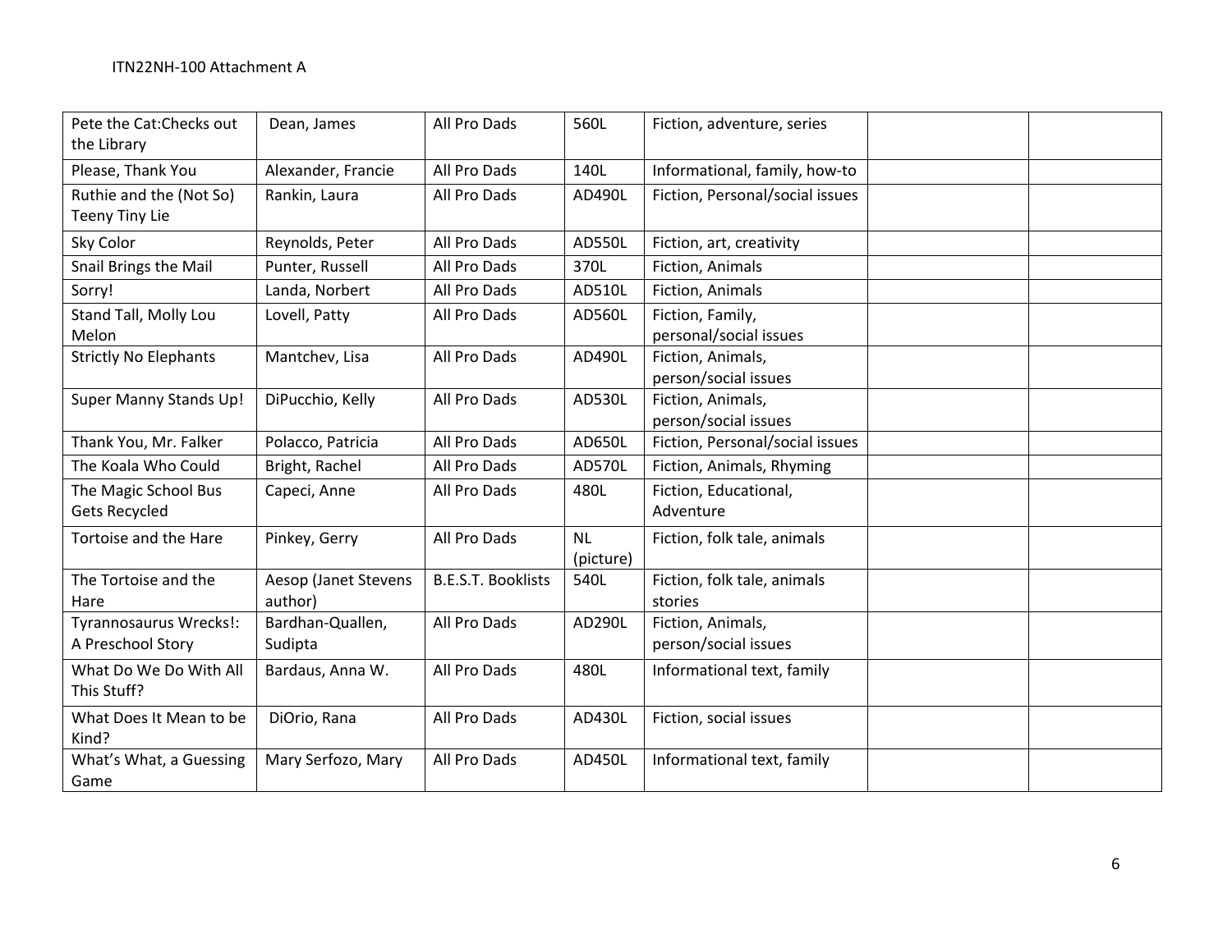ITN22NH-100 Attachment A

| | | | | | | |
|---|---|---|---|---|---|---|
| Pete the Cat:Checks out the Library | Dean, James | All Pro Dads | 560L | Fiction, adventure, series | | |
| Please, Thank You | Alexander, Francie | All Pro Dads | 140L | Informational, family, how-to | | |
| Ruthie and the (Not So) Teeny Tiny Lie | Rankin, Laura | All Pro Dads | AD490L | Fiction, Personal/social issues | | |
| Sky Color | Reynolds, Peter | All Pro Dads | AD550L | Fiction, art, creativity | | |
| Snail Brings the Mail | Punter, Russell | All Pro Dads | 370L | Fiction, Animals | | |
| Sorry! | Landa, Norbert | All Pro Dads | AD510L | Fiction, Animals | | |
| Stand Tall, Molly Lou Melon | Lovell, Patty | All Pro Dads | AD560L | Fiction, Family, personal/social issues | | |
| Strictly No Elephants | Mantchev, Lisa | All Pro Dads | AD490L | Fiction, Animals, person/social issues | | |
| Super Manny Stands Up! | DiPucchio, Kelly | All Pro Dads | AD530L | Fiction, Animals, person/social issues | | |
| Thank You, Mr. Falker | Polacco, Patricia | All Pro Dads | AD650L | Fiction, Personal/social issues | | |
| The Koala Who Could | Bright, Rachel | All Pro Dads | AD570L | Fiction, Animals, Rhyming | | |
| The Magic School Bus Gets Recycled | Capeci, Anne | All Pro Dads | 480L | Fiction, Educational, Adventure | | |
| Tortoise and the Hare | Pinkey, Gerry | All Pro Dads | NL (picture) | Fiction, folk tale, animals | | |
| The Tortoise and the Hare | Aesop (Janet Stevens author) | B.E.S.T. Booklists | 540L | Fiction, folk tale, animals stories | | |
| Tyrannosaurus Wrecks!: A Preschool Story | Bardhan-Quallen, Sudipta | All Pro Dads | AD290L | Fiction, Animals, person/social issues | | |
| What Do We Do With All This Stuff? | Bardaus, Anna W. | All Pro Dads | 480L | Informational text, family | | |
| What Does It Mean to be Kind? | DiOrio, Rana | All Pro Dads | AD430L | Fiction, social issues | | |
| What's What, a Guessing Game | Mary Serfozo, Mary | All Pro Dads | AD450L | Informational text, family | | |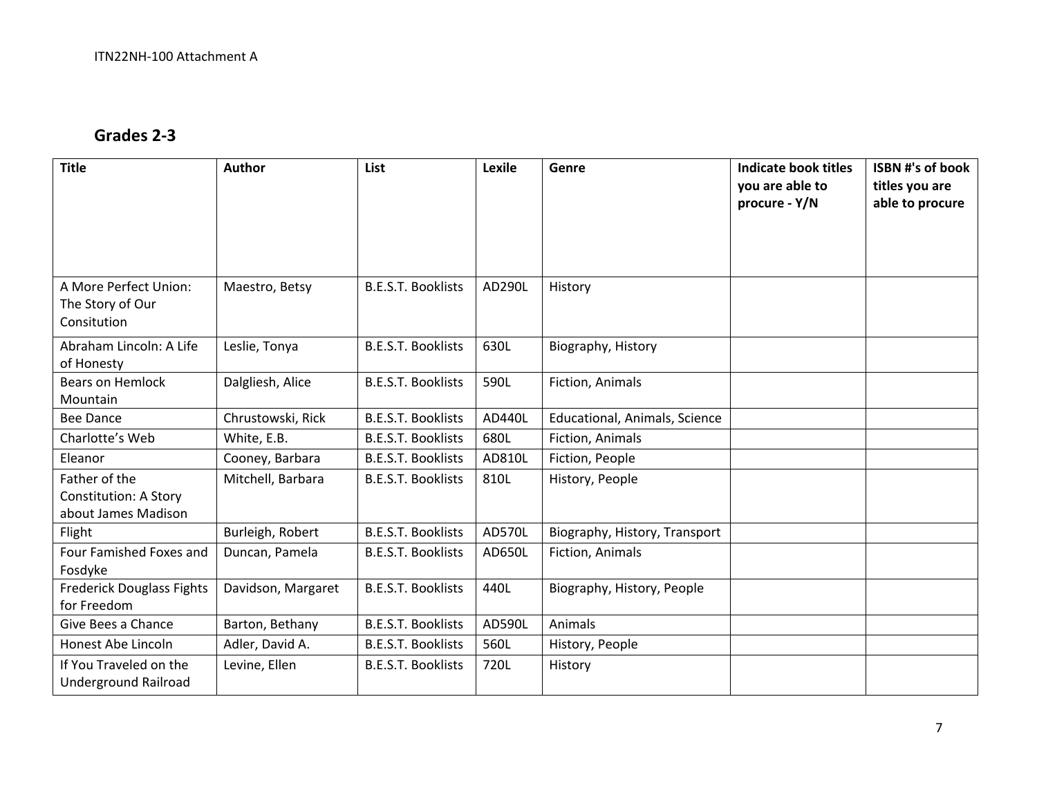## Grades 2-3

| Title | Author | List | Lexile | Genre | Indicate book titles you are able to procure - Y/N | ISBN #'s of book titles you are able to procure |
|---|---|---|---|---|---|---|
| A More Perfect Union: The Story of Our Consitution | Maestro, Betsy | B.E.S.T. Booklists | AD290L | History | | |
| Abraham Lincoln: A Life of Honesty | Leslie, Tonya | B.E.S.T. Booklists | 630L | Biography, History | | |
| Bears on Hemlock Mountain | Dalgliesh, Alice | B.E.S.T. Booklists | 590L | Fiction, Animals | | |
| Bee Dance | Chrustowski, Rick | B.E.S.T. Booklists | AD440L | Educational, Animals, Science | | |
| Charlotte's Web | White, E.B. | B.E.S.T. Booklists | 680L | Fiction, Animals | | |
| Eleanor | Cooney, Barbara | B.E.S.T. Booklists | AD810L | Fiction, People | | |
| Father of the Constitution: A Story about James Madison | Mitchell, Barbara | B.E.S.T. Booklists | 810L | History, People | | |
| Flight | Burleigh, Robert | B.E.S.T. Booklists | AD570L | Biography, History, Transport | | |
| Four Famished Foxes and Fosdyke | Duncan, Pamela | B.E.S.T. Booklists | AD650L | Fiction, Animals | | |
| Frederick Douglass Fights for Freedom | Davidson, Margaret | B.E.S.T. Booklists | 440L | Biography, History, People | | |
| Give Bees a Chance | Barton, Bethany | B.E.S.T. Booklists | AD590L | Animals | | |
| Honest Abe Lincoln | Adler, David A. | B.E.S.T. Booklists | 560L | History, People | | |
| If You Traveled on the Underground Railroad | Levine, Ellen | B.E.S.T. Booklists | 720L | History | | |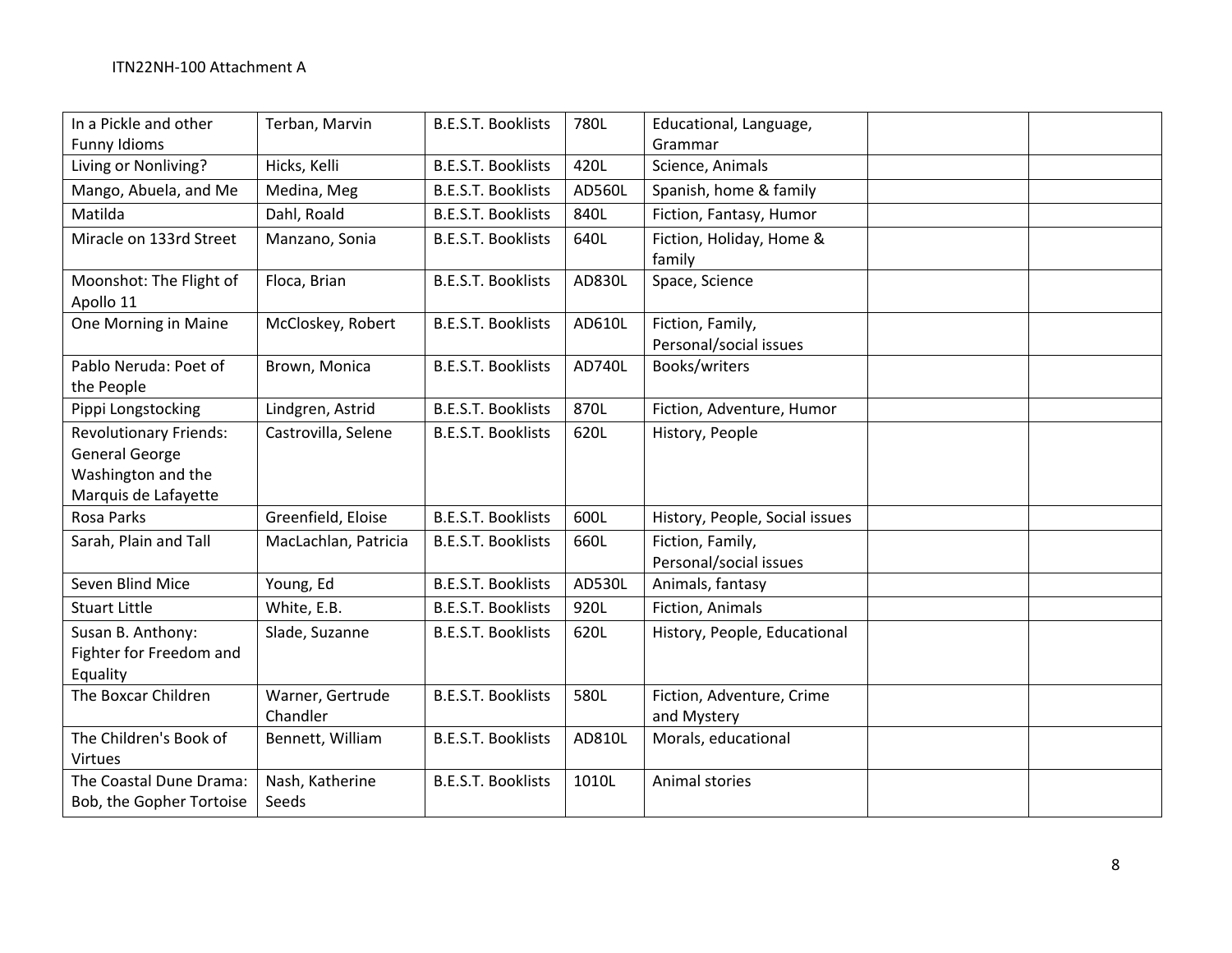| In a Pickle and other Funny Idioms | Terban, Marvin | B.E.S.T. Booklists | 780L | Educational, Language, Grammar | | |
|---|---|---|---|---|---|---|
| Living or Nonliving? | Hicks, Kelli | B.E.S.T. Booklists | 420L | Science, Animals | | |
| Mango, Abuela, and Me | Medina, Meg | B.E.S.T. Booklists | AD560L | Spanish, home & family | | |
| Matilda | Dahl, Roald | B.E.S.T. Booklists | 840L | Fiction, Fantasy, Humor | | |
| Miracle on 133rd Street | Manzano, Sonia | B.E.S.T. Booklists | 640L | Fiction, Holiday, Home & family | | |
| Moonshot: The Flight of Apollo 11 | Floca, Brian | B.E.S.T. Booklists | AD830L | Space, Science | | |
| One Morning in Maine | McCloskey, Robert | B.E.S.T. Booklists | AD610L | Fiction, Family, Personal/social issues | | |
| Pablo Neruda: Poet of the People | Brown, Monica | B.E.S.T. Booklists | AD740L | Books/writers | | |
| Pippi Longstocking | Lindgren, Astrid | B.E.S.T. Booklists | 870L | Fiction, Adventure, Humor | | |
| Revolutionary Friends: General George Washington and the Marquis de Lafayette | Castrovilla, Selene | B.E.S.T. Booklists | 620L | History, People | | |
| Rosa Parks | Greenfield, Eloise | B.E.S.T. Booklists | 600L | History, People, Social issues | | |
| Sarah, Plain and Tall | MacLachlan, Patricia | B.E.S.T. Booklists | 660L | Fiction, Family, Personal/social issues | | |
| Seven Blind Mice | Young, Ed | B.E.S.T. Booklists | AD530L | Animals, fantasy | | |
| Stuart Little | White, E.B. | B.E.S.T. Booklists | 920L | Fiction, Animals | | |
| Susan B. Anthony: Fighter for Freedom and Equality | Slade, Suzanne | B.E.S.T. Booklists | 620L | History, People, Educational | | |
| The Boxcar Children | Warner, Gertrude Chandler | B.E.S.T. Booklists | 580L | Fiction, Adventure, Crime and Mystery | | |
| The Children's Book of Virtues | Bennett, William | B.E.S.T. Booklists | AD810L | Morals, educational | | |
| The Coastal Dune Drama: Bob, the Gopher Tortoise | Nash, Katherine Seeds | B.E.S.T. Booklists | 1010L | Animal stories | | |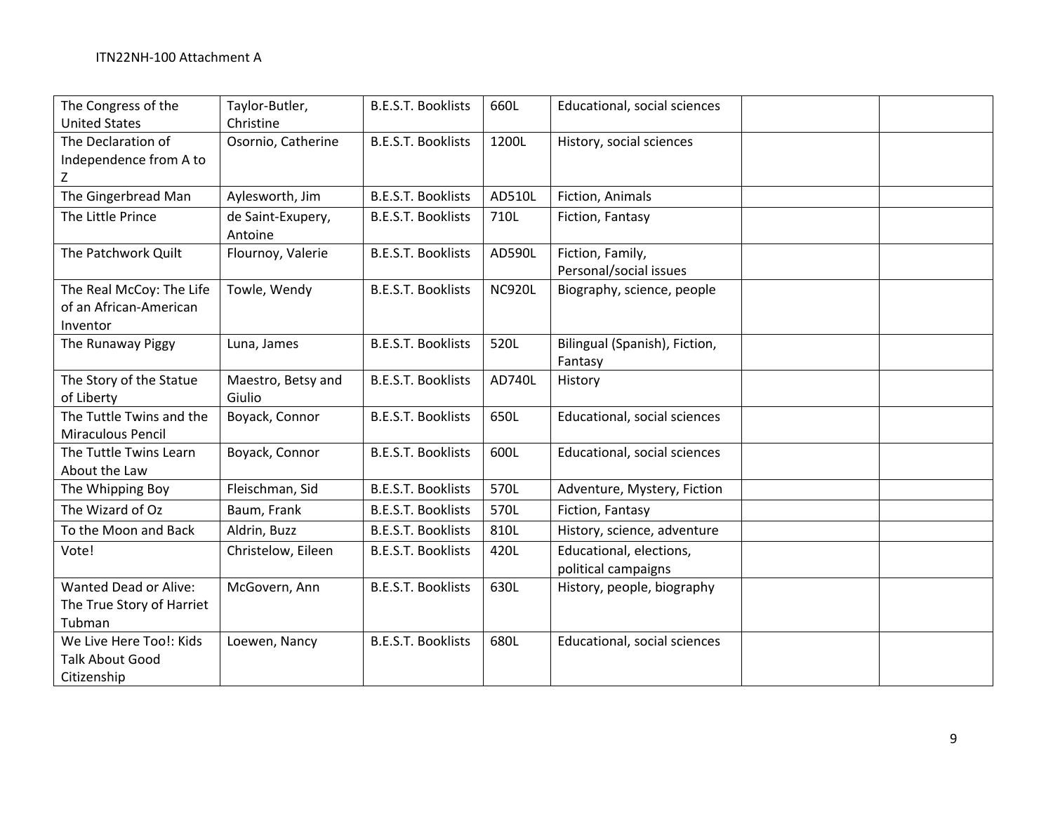| The Congress of the United States | Taylor-Butler, Christine | B.E.S.T. Booklists | 660L | Educational, social sciences | | |
|---|---|---|---|---|---|---|
| The Declaration of Independence from A to Z | Osornio, Catherine | B.E.S.T. Booklists | 1200L | History, social sciences | | |
| The Gingerbread Man | Aylesworth, Jim | B.E.S.T. Booklists | AD510L | Fiction, Animals | | |
| The Little Prince | de Saint-Exupery, Antoine | B.E.S.T. Booklists | 710L | Fiction, Fantasy | | |
| The Patchwork Quilt | Flournoy, Valerie | B.E.S.T. Booklists | AD590L | Fiction, Family, Personal/social issues | | |
| The Real McCoy: The Life of an African-American Inventor | Towle, Wendy | B.E.S.T. Booklists | NC920L | Biography, science, people | | |
| The Runaway Piggy | Luna, James | B.E.S.T. Booklists | 520L | Bilingual (Spanish), Fiction, Fantasy | | |
| The Story of the Statue of Liberty | Maestro, Betsy and Giulio | B.E.S.T. Booklists | AD740L | History | | |
| The Tuttle Twins and the Miraculous Pencil | Boyack, Connor | B.E.S.T. Booklists | 650L | Educational, social sciences | | |
| The Tuttle Twins Learn About the Law | Boyack, Connor | B.E.S.T. Booklists | 600L | Educational, social sciences | | |
| The Whipping Boy | Fleischman, Sid | B.E.S.T. Booklists | 570L | Adventure, Mystery, Fiction | | |
| The Wizard of Oz | Baum, Frank | B.E.S.T. Booklists | 570L | Fiction, Fantasy | | |
| To the Moon and Back | Aldrin, Buzz | B.E.S.T. Booklists | 810L | History, science, adventure | | |
| Vote! | Christelow, Eileen | B.E.S.T. Booklists | 420L | Educational, elections, political campaigns | | |
| Wanted Dead or Alive: The True Story of Harriet Tubman | McGovern, Ann | B.E.S.T. Booklists | 630L | History, people, biography | | |
| We Live Here Too!: Kids Talk About Good Citizenship | Loewen, Nancy | B.E.S.T. Booklists | 680L | Educational, social sciences | | |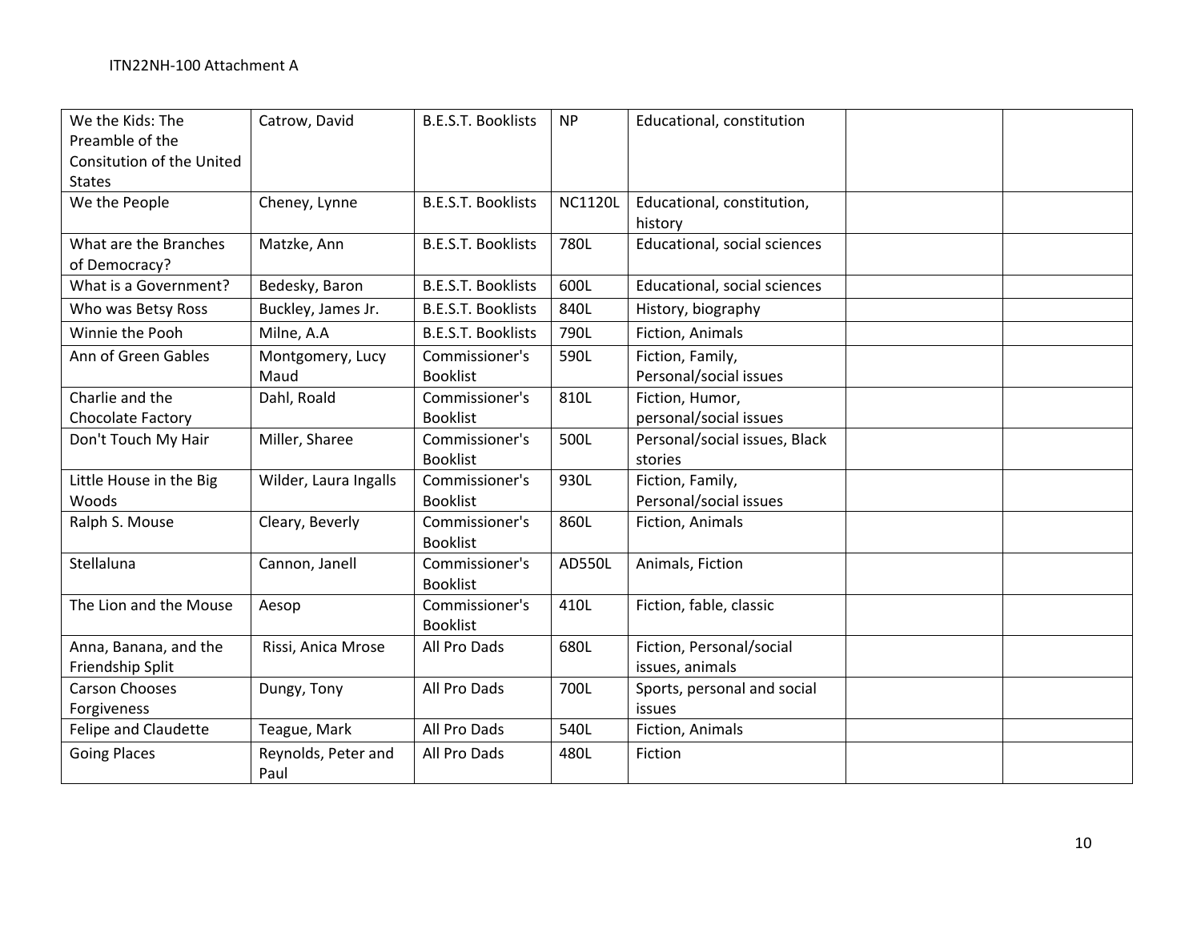| We the Kids: The Preamble of the Consitution of the United States | Catrow, David | B.E.S.T. Booklists | NP | Educational, constitution | | |
|---|---|---|---|---|---|---|
| We the People | Cheney, Lynne | B.E.S.T. Booklists | NC1120L | Educational, constitution, history | | |
| What are the Branches of Democracy? | Matzke, Ann | B.E.S.T. Booklists | 780L | Educational, social sciences | | |
| What is a Government? | Bedesky, Baron | B.E.S.T. Booklists | 600L | Educational, social sciences | | |
| Who was Betsy Ross | Buckley, James Jr. | B.E.S.T. Booklists | 840L | History, biography | | |
| Winnie the Pooh | Milne, A.A | B.E.S.T. Booklists | 790L | Fiction, Animals | | |
| Ann of Green Gables | Montgomery, Lucy Maud | Commissioner's Booklist | 590L | Fiction, Family, Personal/social issues | | |
| Charlie and the Chocolate Factory | Dahl, Roald | Commissioner's Booklist | 810L | Fiction, Humor, personal/social issues | | |
| Don't Touch My Hair | Miller, Sharee | Commissioner's Booklist | 500L | Personal/social issues, Black stories | | |
| Little House in the Big Woods | Wilder, Laura Ingalls | Commissioner's Booklist | 930L | Fiction, Family, Personal/social issues | | |
| Ralph S. Mouse | Cleary, Beverly | Commissioner's Booklist | 860L | Fiction, Animals | | |
| Stellaluna | Cannon, Janell | Commissioner's Booklist | AD550L | Animals, Fiction | | |
| The Lion and the Mouse | Aesop | Commissioner's Booklist | 410L | Fiction, fable, classic | | |
| Anna, Banana, and the Friendship Split | Rissi, Anica Mrose | All Pro Dads | 680L | Fiction, Personal/social issues, animals | | |
| Carson Chooses Forgiveness | Dungy, Tony | All Pro Dads | 700L | Sports, personal and social issues | | |
| Felipe and Claudette | Teague, Mark | All Pro Dads | 540L | Fiction, Animals | | |
| Going Places | Reynolds, Peter and Paul | All Pro Dads | 480L | Fiction | | |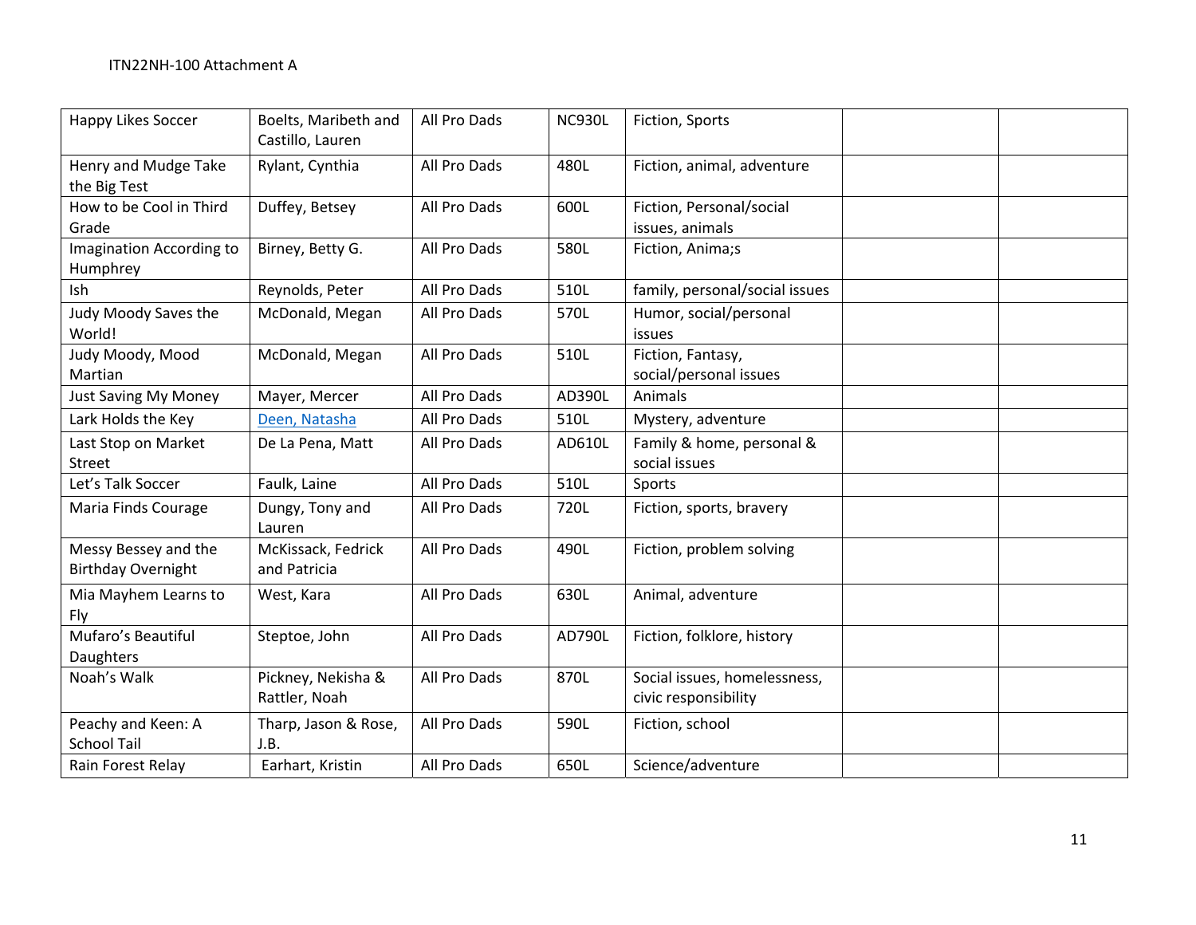| Happy Likes Soccer | Boelts, Maribeth and Castillo, Lauren | All Pro Dads | NC930L | Fiction, Sports | | |
|---|---|---|---|---|---|---|
| Henry and Mudge Take the Big Test | Rylant, Cynthia | All Pro Dads | 480L | Fiction, animal, adventure | | |
| How to be Cool in Third Grade | Duffey, Betsey | All Pro Dads | 600L | Fiction, Personal/social issues, animals | | |
| Imagination According to Humphrey | Birney, Betty G. | All Pro Dads | 580L | Fiction, Anima;s | | |
| Ish | Reynolds, Peter | All Pro Dads | 510L | family, personal/social issues | | |
| Judy Moody Saves the World! | McDonald, Megan | All Pro Dads | 570L | Humor, social/personal issues | | |
| Judy Moody, Mood Martian | McDonald, Megan | All Pro Dads | 510L | Fiction, Fantasy, social/personal issues | | |
| Just Saving My Money | Mayer, Mercer | All Pro Dads | AD390L | Animals | | |
| Lark Holds the Key | Deen, Natasha | All Pro Dads | 510L | Mystery, adventure | | |
| Last Stop on Market Street | De La Pena, Matt | All Pro Dads | AD610L | Family & home, personal & social issues | | |
| Let's Talk Soccer | Faulk, Laine | All Pro Dads | 510L | Sports | | |
| Maria Finds Courage | Dungy, Tony and Lauren | All Pro Dads | 720L | Fiction, sports, bravery | | |
| Messy Bessey and the Birthday Overnight | McKissack, Fedrick and Patricia | All Pro Dads | 490L | Fiction, problem solving | | |
| Mia Mayhem Learns to Fly | West, Kara | All Pro Dads | 630L | Animal, adventure | | |
| Mufaro's Beautiful Daughters | Steptoe, John | All Pro Dads | AD790L | Fiction, folklore, history | | |
| Noah's Walk | Pickney, Nekisha & Rattler, Noah | All Pro Dads | 870L | Social issues, homelessness, civic responsibility | | |
| Peachy and Keen: A School Tail | Tharp, Jason & Rose, J.B. | All Pro Dads | 590L | Fiction, school | | |
| Rain Forest Relay | Earhart, Kristin | All Pro Dads | 650L | Science/adventure | | |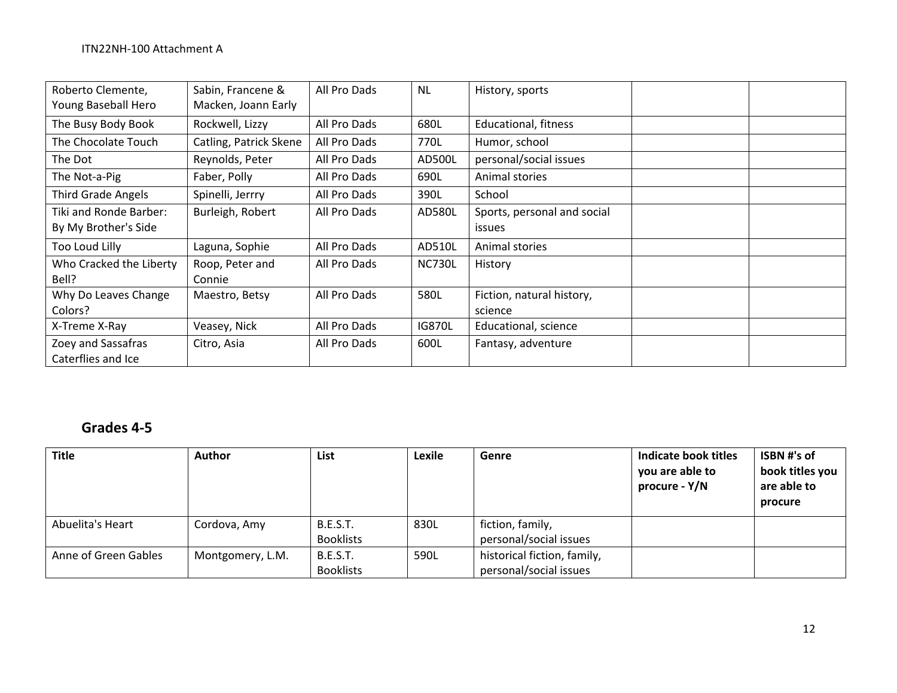| | | | | | | |
|---|---|---|---|---|---|---|
| Roberto Clemente, Young Baseball Hero | Sabin, Francene & Macken, Joann Early | All Pro Dads | NL | History, sports | | |
| The Busy Body Book | Rockwell, Lizzy | All Pro Dads | 680L | Educational, fitness | | |
| The Chocolate Touch | Catling, Patrick Skene | All Pro Dads | 770L | Humor, school | | |
| The Dot | Reynolds, Peter | All Pro Dads | AD500L | personal/social issues | | |
| The Not-a-Pig | Faber, Polly | All Pro Dads | 690L | Animal stories | | |
| Third Grade Angels | Spinelli, Jerrry | All Pro Dads | 390L | School | | |
| Tiki and Ronde Barber: By My Brother's Side | Burleigh, Robert | All Pro Dads | AD580L | Sports, personal and social issues | | |
| Too Loud Lilly | Laguna, Sophie | All Pro Dads | AD510L | Animal stories | | |
| Who Cracked the Liberty Bell? | Roop, Peter and Connie | All Pro Dads | NC730L | History | | |
| Why Do Leaves Change Colors? | Maestro, Betsy | All Pro Dads | 580L | Fiction, natural history, science | | |
| X-Treme X-Ray | Veasey, Nick | All Pro Dads | IG870L | Educational, science | | |
| Zoey and Sassafras Caterflies and Ice | Citro, Asia | All Pro Dads | 600L | Fantasy, adventure | | |

## Grades 4-5

| Title | Author | List | Lexile | Genre | Indicate book titles you are able to procure - Y/N | ISBN #'s of book titles you are able to procure |
|---|---|---|---|---|---|---|
| Abuelita's Heart | Cordova, Amy | B.E.S.T. Booklists | 830L | fiction, family, personal/social issues | | |
| Anne of Green Gables | Montgomery, L.M. | B.E.S.T. Booklists | 590L | historical fiction, family, personal/social issues | | |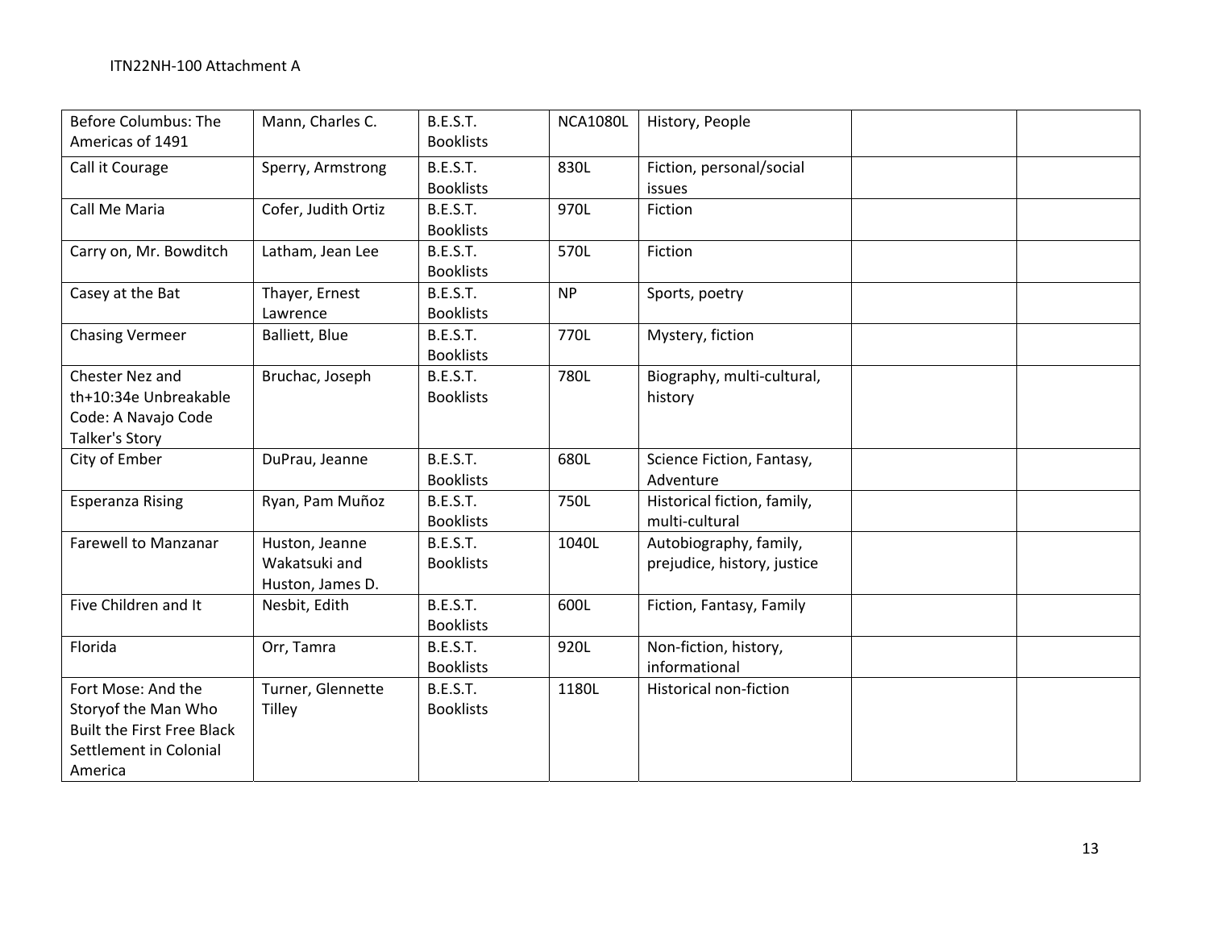| Before Columbus: The Americas of 1491 | Mann, Charles C. | B.E.S.T. Booklists | NCA1080L | History, People | | |
|---|---|---|---|---|---|---|
| Call it Courage | Sperry, Armstrong | B.E.S.T. Booklists | 830L | Fiction, personal/social issues | | |
| Call Me Maria | Cofer, Judith Ortiz | B.E.S.T. Booklists | 970L | Fiction | | |
| Carry on, Mr. Bowditch | Latham, Jean Lee | B.E.S.T. Booklists | 570L | Fiction | | |
| Casey at the Bat | Thayer, Ernest Lawrence | B.E.S.T. Booklists | NP | Sports, poetry | | |
| Chasing Vermeer | Balliett, Blue | B.E.S.T. Booklists | 770L | Mystery, fiction | | |
| Chester Nez and th+10:34e Unbreakable Code: A Navajo Code Talker's Story | Bruchac, Joseph | B.E.S.T. Booklists | 780L | Biography, multi-cultural, history | | |
| City of Ember | DuPrau, Jeanne | B.E.S.T. Booklists | 680L | Science Fiction, Fantasy, Adventure | | |
| Esperanza Rising | Ryan, Pam Muñoz | B.E.S.T. Booklists | 750L | Historical fiction, family, multi-cultural | | |
| Farewell to Manzanar | Huston, Jeanne Wakatsuki and Huston, James D. | B.E.S.T. Booklists | 1040L | Autobiography, family, prejudice, history, justice | | |
| Five Children and It | Nesbit, Edith | B.E.S.T. Booklists | 600L | Fiction, Fantasy, Family | | |
| Florida | Orr, Tamra | B.E.S.T. Booklists | 920L | Non-fiction, history, informational | | |
| Fort Mose: And the Storyof the Man Who Built the First Free Black Settlement in Colonial America | Turner, Glennette Tilley | B.E.S.T. Booklists | 1180L | Historical non-fiction | | |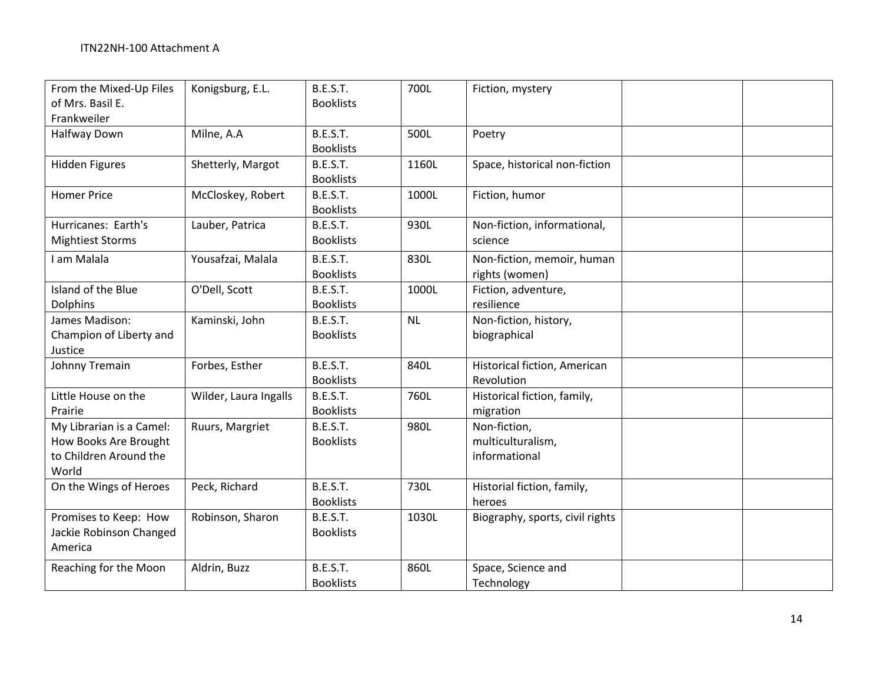| From the Mixed-Up Files of Mrs. Basil E. Frankweiler | Konigsburg, E.L. | B.E.S.T. Booklists | 700L | Fiction, mystery | | |
|---|---|---|---|---|---|---|
| Halfway Down | Milne, A.A | B.E.S.T. Booklists | 500L | Poetry | | |
| Hidden Figures | Shetterly, Margot | B.E.S.T. Booklists | 1160L | Space, historical non-fiction | | |
| Homer Price | McCloskey, Robert | B.E.S.T. Booklists | 1000L | Fiction, humor | | |
| Hurricanes: Earth's Mightiest Storms | Lauber, Patrica | B.E.S.T. Booklists | 930L | Non-fiction, informational, science | | |
| I am Malala | Yousafzai, Malala | B.E.S.T. Booklists | 830L | Non-fiction, memoir, human rights (women) | | |
| Island of the Blue Dolphins | O'Dell, Scott | B.E.S.T. Booklists | 1000L | Fiction, adventure, resilience | | |
| James Madison: Champion of Liberty and Justice | Kaminski, John | B.E.S.T. Booklists | NL | Non-fiction, history, biographical | | |
| Johnny Tremain | Forbes, Esther | B.E.S.T. Booklists | 840L | Historical fiction, American Revolution | | |
| Little House on the Prairie | Wilder, Laura Ingalls | B.E.S.T. Booklists | 760L | Historical fiction, family, migration | | |
| My Librarian is a Camel: How Books Are Brought to Children Around the World | Ruurs, Margriet | B.E.S.T. Booklists | 980L | Non-fiction, multiculturalism, informational | | |
| On the Wings of Heroes | Peck, Richard | B.E.S.T. Booklists | 730L | Historial fiction, family, heroes | | |
| Promises to Keep: How Jackie Robinson Changed America | Robinson, Sharon | B.E.S.T. Booklists | 1030L | Biography, sports, civil rights | | |
| Reaching for the Moon | Aldrin, Buzz | B.E.S.T. Booklists | 860L | Space, Science and Technology | | |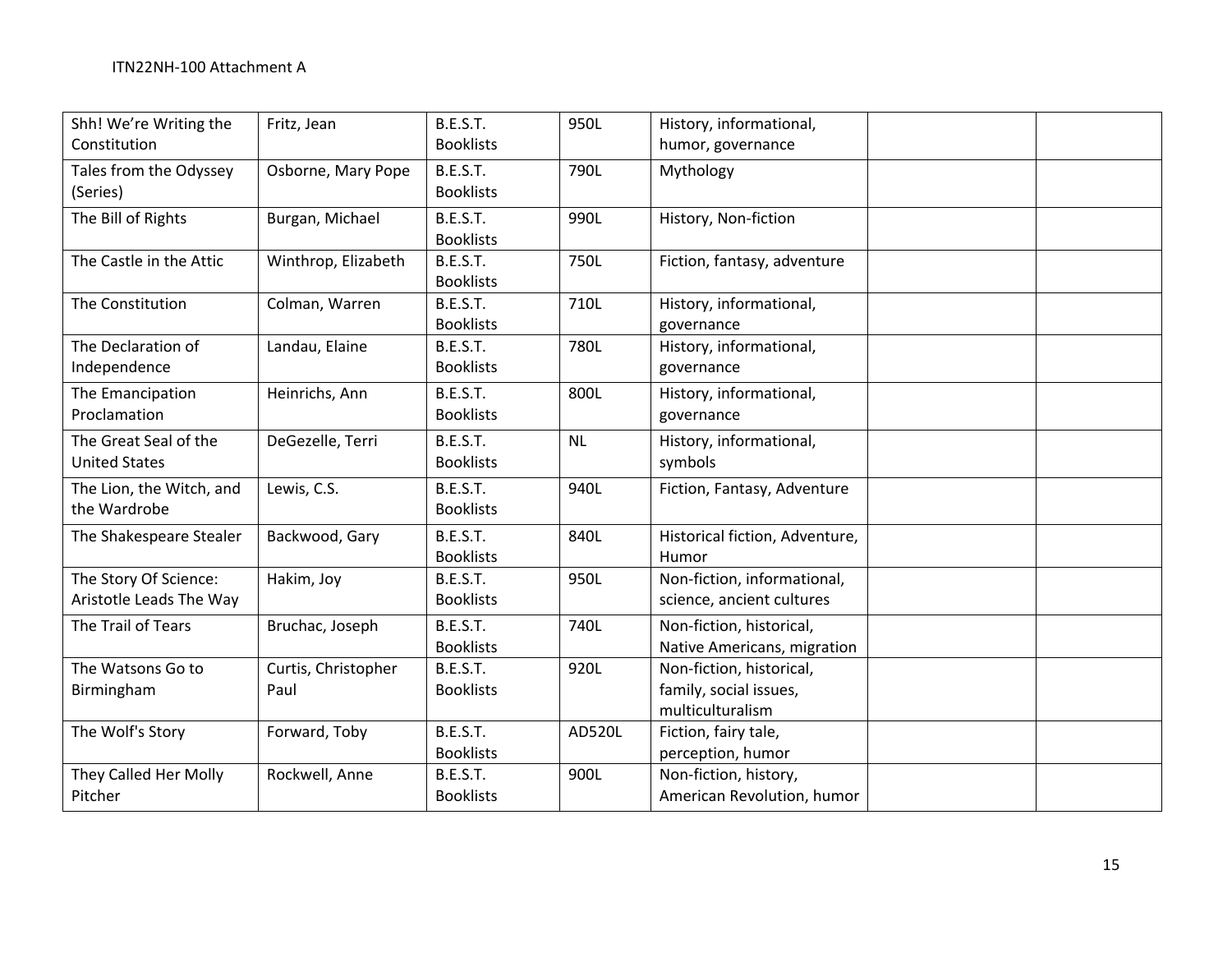| Shh! We're Writing the Constitution | Fritz, Jean | B.E.S.T. Booklists | 950L | History, informational, humor, governance | | |
|---|---|---|---|---|---|---|
| Tales from the Odyssey (Series) | Osborne, Mary Pope | B.E.S.T. Booklists | 790L | Mythology | | |
| The Bill of Rights | Burgan, Michael | B.E.S.T. Booklists | 990L | History, Non-fiction | | |
| The Castle in the Attic | Winthrop, Elizabeth | B.E.S.T. Booklists | 750L | Fiction, fantasy, adventure | | |
| The Constitution | Colman, Warren | B.E.S.T. Booklists | 710L | History, informational, governance | | |
| The Declaration of Independence | Landau, Elaine | B.E.S.T. Booklists | 780L | History, informational, governance | | |
| The Emancipation Proclamation | Heinrichs, Ann | B.E.S.T. Booklists | 800L | History, informational, governance | | |
| The Great Seal of the United States | DeGezelle, Terri | B.E.S.T. Booklists | NL | History, informational, symbols | | |
| The Lion, the Witch, and the Wardrobe | Lewis, C.S. | B.E.S.T. Booklists | 940L | Fiction, Fantasy, Adventure | | |
| The Shakespeare Stealer | Backwood, Gary | B.E.S.T. Booklists | 840L | Historical fiction, Adventure, Humor | | |
| The Story Of Science: Aristotle Leads The Way | Hakim, Joy | B.E.S.T. Booklists | 950L | Non-fiction, informational, science, ancient cultures | | |
| The Trail of Tears | Bruchac, Joseph | B.E.S.T. Booklists | 740L | Non-fiction, historical, Native Americans, migration | | |
| The Watsons Go to Birmingham | Curtis, Christopher Paul | B.E.S.T. Booklists | 920L | Non-fiction, historical, family, social issues, multiculturalism | | |
| The Wolf's Story | Forward, Toby | B.E.S.T. Booklists | AD520L | Fiction, fairy tale, perception, humor | | |
| They Called Her Molly Pitcher | Rockwell, Anne | B.E.S.T. Booklists | 900L | Non-fiction, history, American Revolution, humor | | |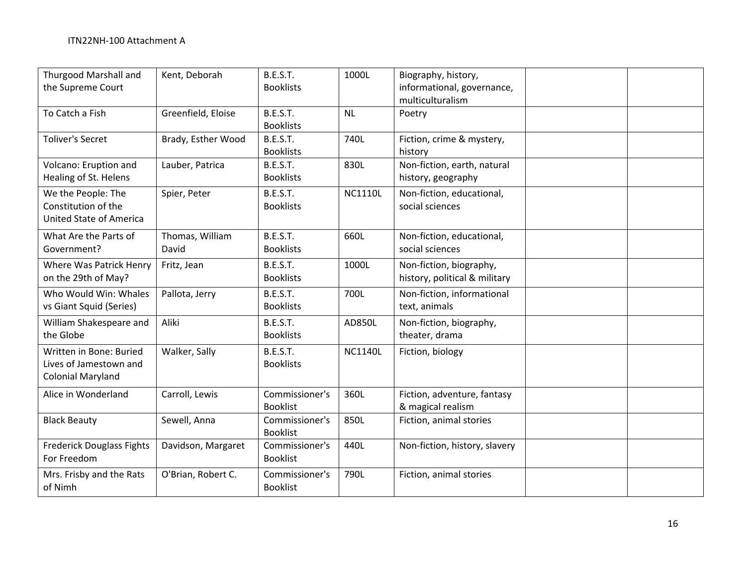| Thurgood Marshall and the Supreme Court | Kent, Deborah | B.E.S.T. Booklists | 1000L | Biography, history, informational, governance, multiculturalism | | |
|---|---|---|---|---|---|---|
| To Catch a Fish | Greenfield, Eloise | B.E.S.T. Booklists | NL | Poetry | | |
| Toliver's Secret | Brady, Esther Wood | B.E.S.T. Booklists | 740L | Fiction, crime & mystery, history | | |
| Volcano: Eruption and Healing of St. Helens | Lauber, Patrica | B.E.S.T. Booklists | 830L | Non-fiction, earth, natural history, geography | | |
| We the People: The Constitution of the United State of America | Spier, Peter | B.E.S.T. Booklists | NC1110L | Non-fiction, educational, social sciences | | |
| What Are the Parts of Government? | Thomas, William David | B.E.S.T. Booklists | 660L | Non-fiction, educational, social sciences | | |
| Where Was Patrick Henry on the 29th of May? | Fritz, Jean | B.E.S.T. Booklists | 1000L | Non-fiction, biography, history, political & military | | |
| Who Would Win: Whales vs Giant Squid (Series) | Pallota, Jerry | B.E.S.T. Booklists | 700L | Non-fiction, informational text, animals | | |
| William Shakespeare and the Globe | Aliki | B.E.S.T. Booklists | AD850L | Non-fiction, biography, theater, drama | | |
| Written in Bone: Buried Lives of Jamestown and Colonial Maryland | Walker, Sally | B.E.S.T. Booklists | NC1140L | Fiction, biology | | |
| Alice in Wonderland | Carroll, Lewis | Commissioner's Booklist | 360L | Fiction, adventure, fantasy & magical realism | | |
| Black Beauty | Sewell, Anna | Commissioner's Booklist | 850L | Fiction, animal stories | | |
| Frederick Douglass Fights For Freedom | Davidson, Margaret | Commissioner's Booklist | 440L | Non-fiction, history, slavery | | |
| Mrs. Frisby and the Rats of Nimh | O'Brian, Robert C. | Commissioner's Booklist | 790L | Fiction, animal stories | | |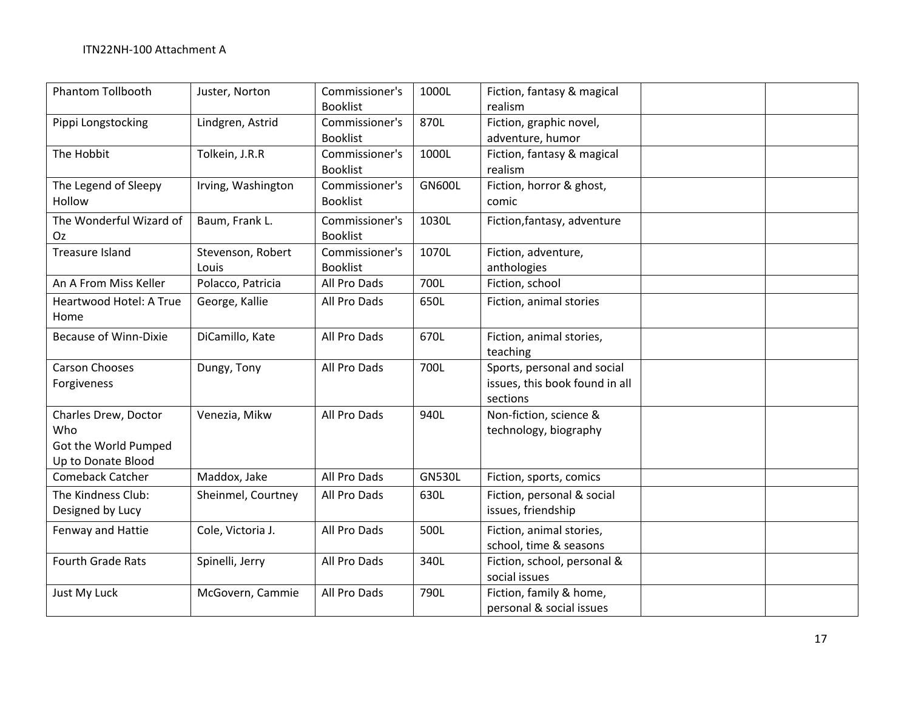| | | | | | | |
|---|---|---|---|---|---|---|
| Phantom Tollbooth | Juster, Norton | Commissioner's Booklist | 1000L | Fiction, fantasy & magical realism | | |
| Pippi Longstocking | Lindgren, Astrid | Commissioner's Booklist | 870L | Fiction, graphic novel, adventure, humor | | |
| The Hobbit | Tolkein, J.R.R | Commissioner's Booklist | 1000L | Fiction, fantasy & magical realism | | |
| The Legend of Sleepy Hollow | Irving, Washington | Commissioner's Booklist | GN600L | Fiction, horror & ghost, comic | | |
| The Wonderful Wizard of Oz | Baum, Frank L. | Commissioner's Booklist | 1030L | Fiction,fantasy, adventure | | |
| Treasure Island | Stevenson, Robert Louis | Commissioner's Booklist | 1070L | Fiction, adventure, anthologies | | |
| An A From Miss Keller | Polacco, Patricia | All Pro Dads | 700L | Fiction, school | | |
| Heartwood Hotel: A True Home | George, Kallie | All Pro Dads | 650L | Fiction, animal stories | | |
| Because of Winn-Dixie | DiCamillo, Kate | All Pro Dads | 670L | Fiction, animal stories, teaching | | |
| Carson Chooses Forgiveness | Dungy, Tony | All Pro Dads | 700L | Sports, personal and social issues, this book found in all sections | | |
| Charles Drew, Doctor Who Got the World Pumped Up to Donate Blood | Venezia, Mikw | All Pro Dads | 940L | Non-fiction, science & technology, biography | | |
| Comeback Catcher | Maddox, Jake | All Pro Dads | GN530L | Fiction, sports, comics | | |
| The Kindness Club: Designed by Lucy | Sheinmel, Courtney | All Pro Dads | 630L | Fiction, personal & social issues, friendship | | |
| Fenway and Hattie | Cole, Victoria J. | All Pro Dads | 500L | Fiction, animal stories, school, time & seasons | | |
| Fourth Grade Rats | Spinelli, Jerry | All Pro Dads | 340L | Fiction, school, personal & social issues | | |
| Just My Luck | McGovern, Cammie | All Pro Dads | 790L | Fiction, family & home, personal & social issues | | |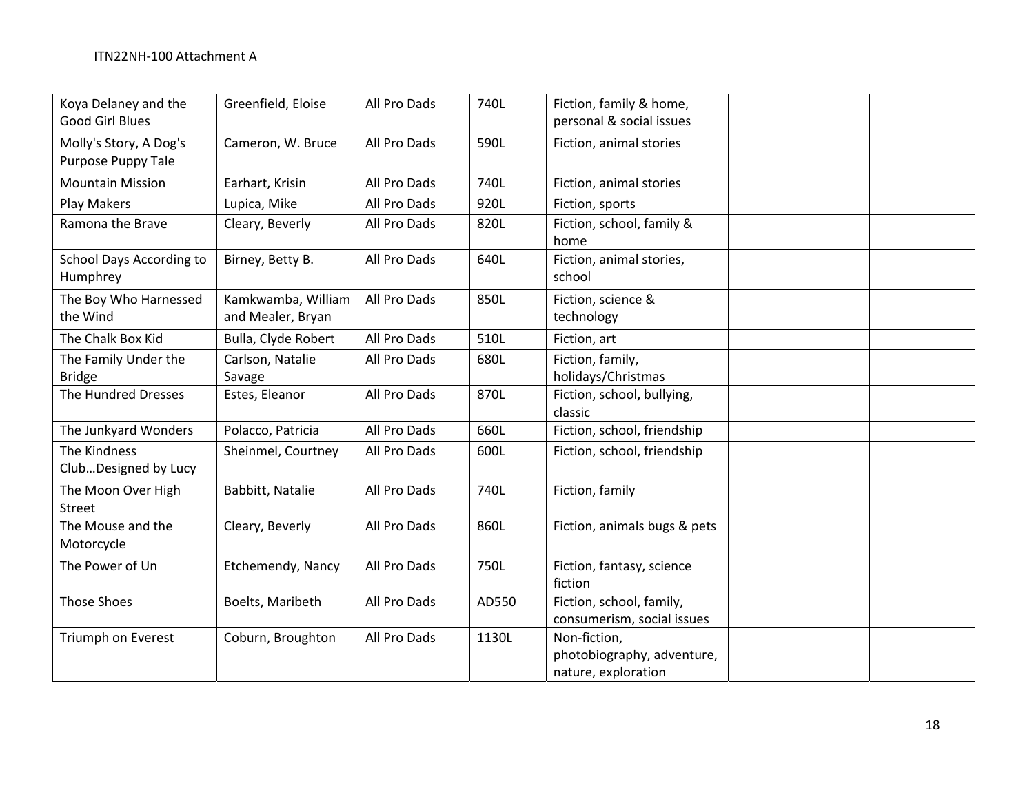| | | | | | | |
|---|---|---|---|---|---|---|
| Koya Delaney and the Good Girl Blues | Greenfield, Eloise | All Pro Dads | 740L | Fiction, family & home, personal & social issues | | |
| Molly's Story, A Dog's Purpose Puppy Tale | Cameron, W. Bruce | All Pro Dads | 590L | Fiction, animal stories | | |
| Mountain Mission | Earhart, Krisin | All Pro Dads | 740L | Fiction, animal stories | | |
| Play Makers | Lupica, Mike | All Pro Dads | 920L | Fiction, sports | | |
| Ramona the Brave | Cleary, Beverly | All Pro Dads | 820L | Fiction, school, family & home | | |
| School Days According to Humphrey | Birney, Betty B. | All Pro Dads | 640L | Fiction, animal stories, school | | |
| The Boy Who Harnessed the Wind | Kamkwamba, William and Mealer, Bryan | All Pro Dads | 850L | Fiction, science & technology | | |
| The Chalk Box Kid | Bulla, Clyde Robert | All Pro Dads | 510L | Fiction, art | | |
| The Family Under the Bridge | Carlson, Natalie Savage | All Pro Dads | 680L | Fiction, family, holidays/Christmas | | |
| The Hundred Dresses | Estes, Eleanor | All Pro Dads | 870L | Fiction, school, bullying, classic | | |
| The Junkyard Wonders | Polacco, Patricia | All Pro Dads | 660L | Fiction, school, friendship | | |
| The Kindness Club…Designed by Lucy | Sheinmel, Courtney | All Pro Dads | 600L | Fiction, school, friendship | | |
| The Moon Over High Street | Babbitt, Natalie | All Pro Dads | 740L | Fiction, family | | |
| The Mouse and the Motorcycle | Cleary, Beverly | All Pro Dads | 860L | Fiction, animals bugs & pets | | |
| The Power of Un | Etchemendy, Nancy | All Pro Dads | 750L | Fiction, fantasy, science fiction | | |
| Those Shoes | Boelts, Maribeth | All Pro Dads | AD550 | Fiction, school, family, consumerism, social issues | | |
| Triumph on Everest | Coburn, Broughton | All Pro Dads | 1130L | Non-fiction, photobiography, adventure, nature, exploration | | |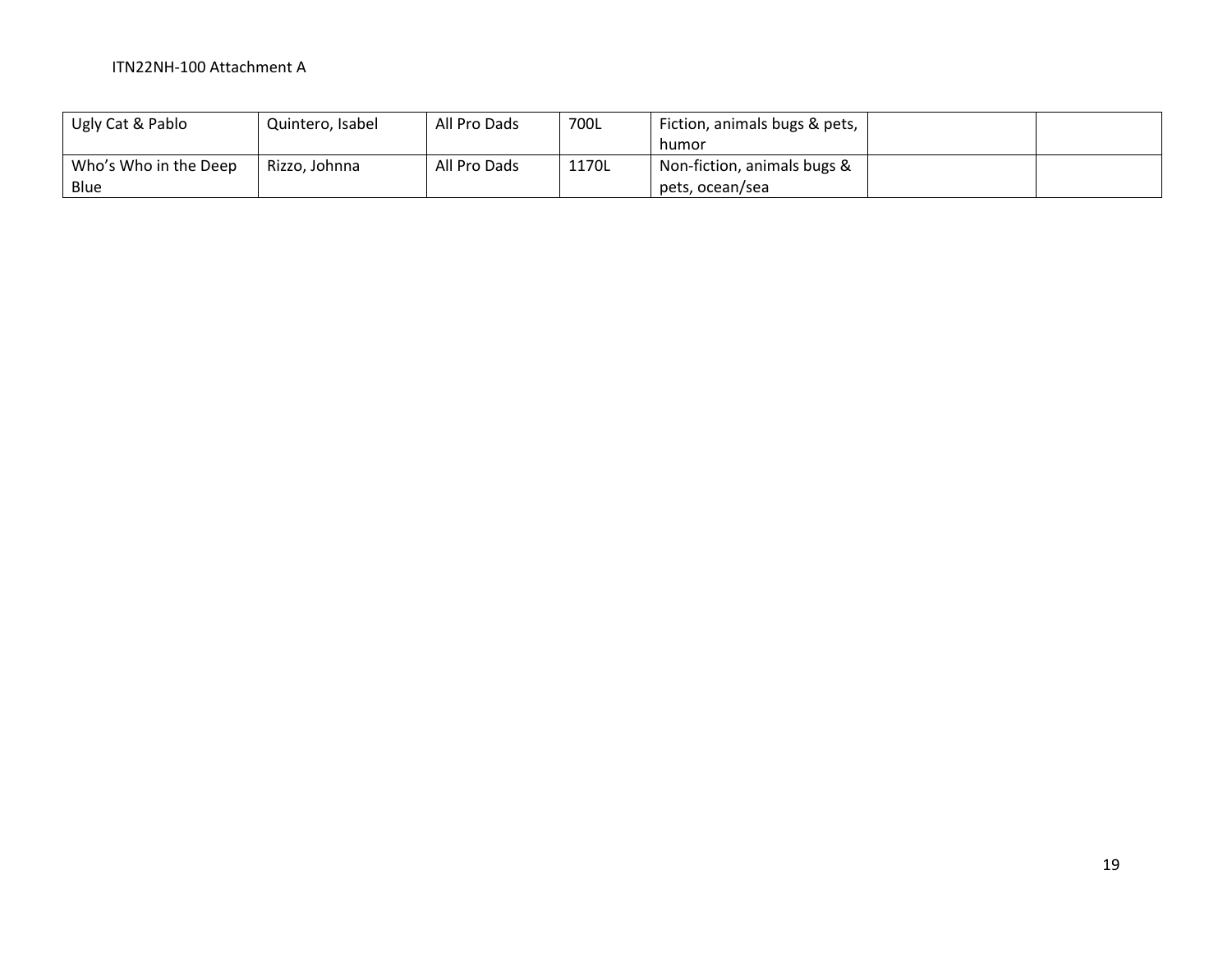| | | | | | | |
|---|---|---|---|---|---|---|
| Ugly Cat & Pablo | Quintero, Isabel | All Pro Dads | 700L | Fiction, animals bugs & pets, humor | | |
| Who's Who in the Deep Blue | Rizzo, Johnna | All Pro Dads | 1170L | Non-fiction, animals bugs & pets, ocean/sea | | |